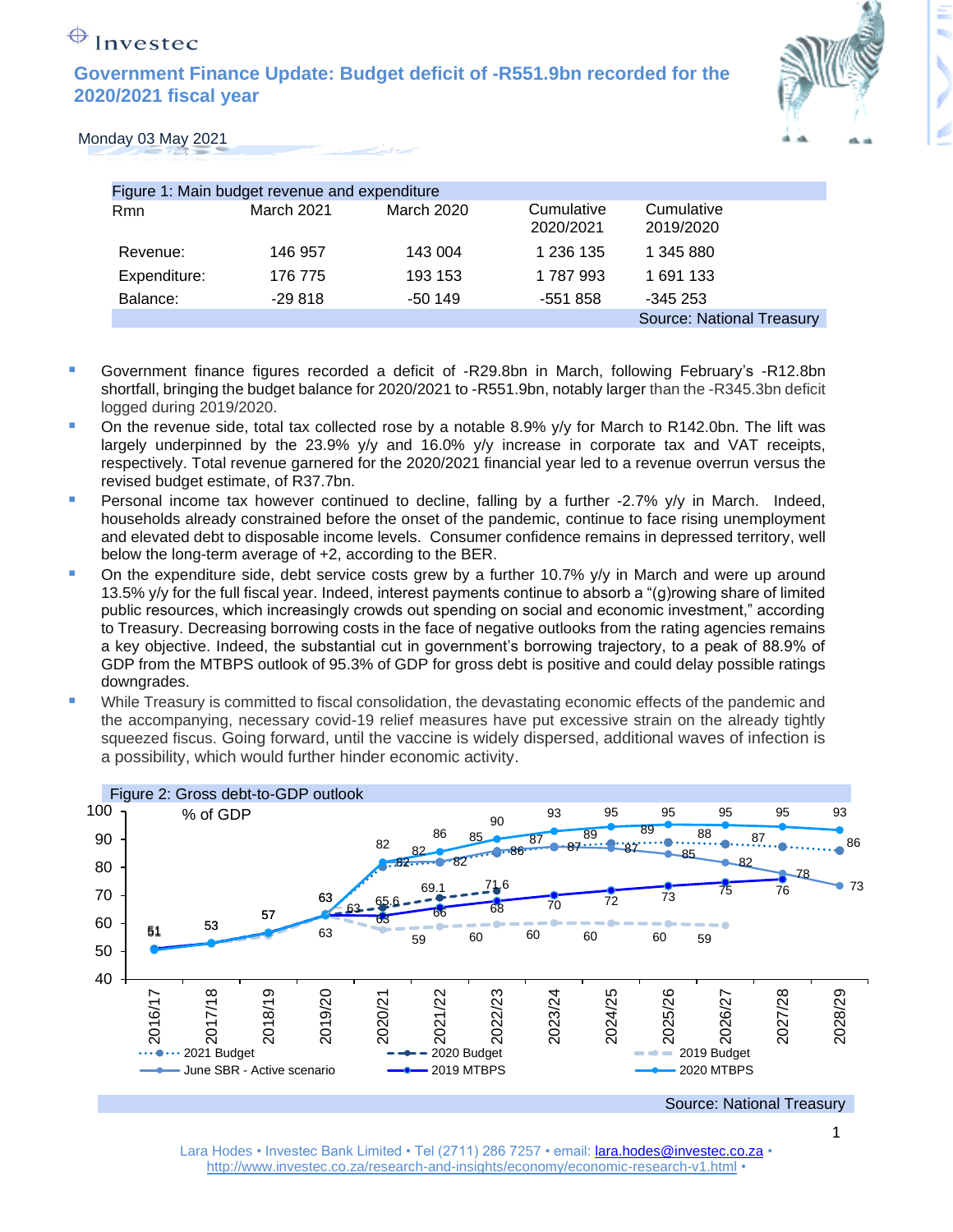Investec

# Government Finance Update: Budget deficit of -R551.9bn recorded for the 2020/2021 fiscal year

Monday 03 May 2021

Figure 1: Main budget revenue and expenditure

| Rmn | March 2021 | March 2020 | Cumulative 2020/2021 | Cumulative 2019/2020 |
|---|---|---|---|---|
| Revenue: | 146 957 | 143 004 | 1 236 135 | 1 345 880 |
| Expenditure: | 176 775 | 193 153 | 1 787 993 | 1 691 133 |
| Balance: | -29 818 | -50 149 | -551 858 | -345 253 |

Source: National Treasury

- Government finance figures recorded a deficit of -R29.8bn in March, following February's -R12.8bn shortfall, bringing the budget balance for 2020/2021 to -R551.9bn, notably larger than the -R345.3bn deficit logged during 2019/2020.
- On the revenue side, total tax collected rose by a notable 8.9% y/y for March to R142.0bn. The lift was largely underpinned by the 23.9% y/y and 16.0% y/y increase in corporate tax and VAT receipts, respectively. Total revenue garnered for the 2020/2021 financial year led to a revenue overrun versus the revised budget estimate, of R37.7bn.
- Personal income tax however continued to decline, falling by a further -2.7% y/y in March. Indeed, households already constrained before the onset of the pandemic, continue to face rising unemployment and elevated debt to disposable income levels. Consumer confidence remains in depressed territory, well below the long-term average of +2, according to the BER.
- On the expenditure side, debt service costs grew by a further 10.7% y/y in March and were up around 13.5% y/y for the full fiscal year. Indeed, interest payments continue to absorb a "(g)rowing share of limited public resources, which increasingly crowds out spending on social and economic investment," according to Treasury. Decreasing borrowing costs in the face of negative outlooks from the rating agencies remains a key objective. Indeed, the substantial cut in government's borrowing trajectory, to a peak of 88.9% of GDP from the MTBPS outlook of 95.3% of GDP for gross debt is positive and could delay possible ratings downgrades.
- While Treasury is committed to fiscal consolidation, the devastating economic effects of the pandemic and the accompanying, necessary covid-19 relief measures have put excessive strain on the already tightly squeezed fiscus. Going forward, until the vaccine is widely dispersed, additional waves of infection is a possibility, which would further hinder economic activity.

Figure 2: Gross debt-to-GDP outlook

Source: National Treasury

Lara Hodes • Investec Bank Limited • Tel (2711) 286 7257 • email: lara.hodes@investec.co.za • http://www.investec.co.za/research-and-insights/economy/economic-research-v1.html •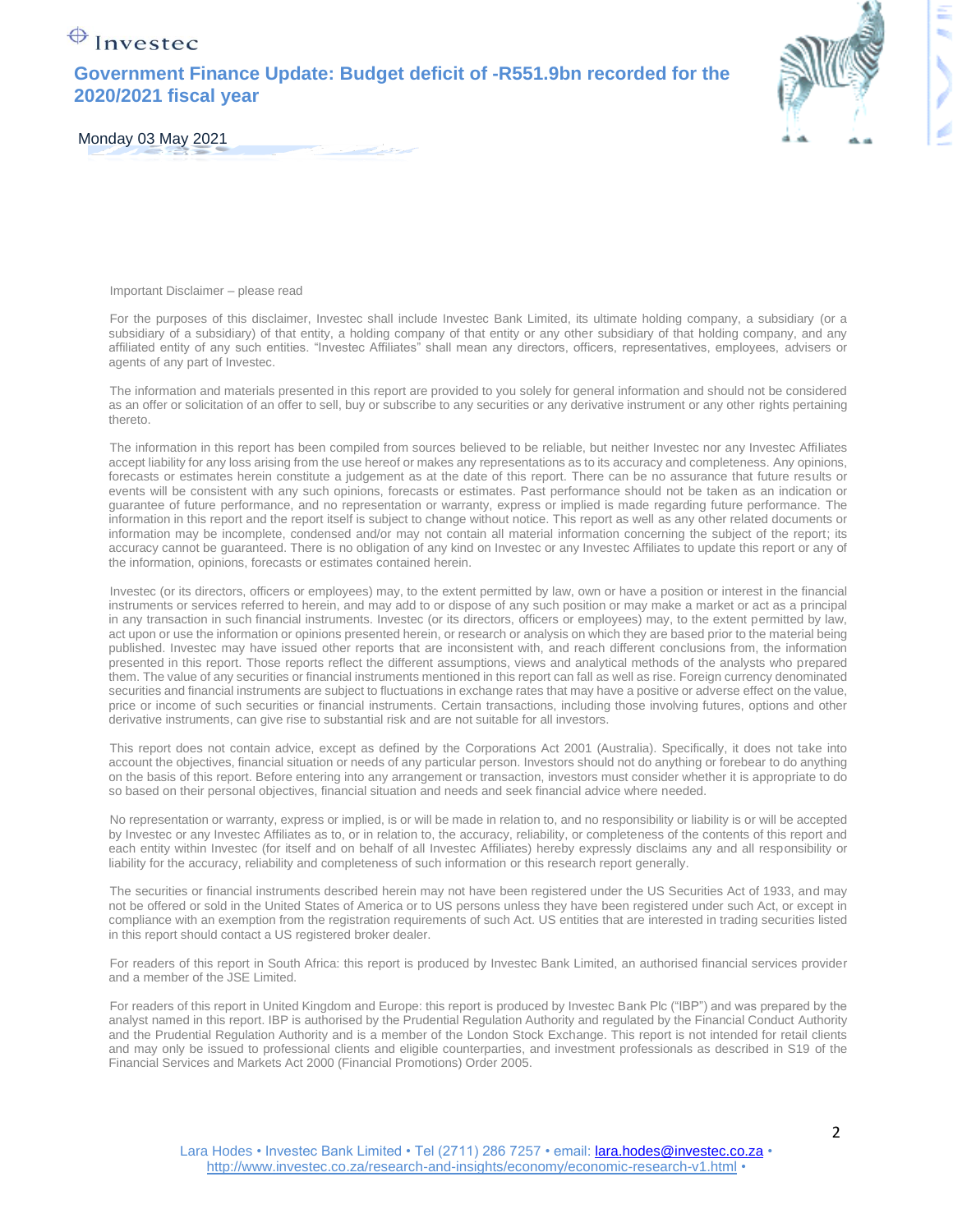Important Disclaimer – please read

For the purposes of this disclaimer, Investec shall include Investec Bank Limited, its ultimate holding company, a subsidiary (or a subsidiary of a subsidiary) of that entity, a holding company of that entity or any other subsidiary of that holding company, and any affiliated entity of any such entities. "Investec Affiliates" shall mean any directors, officers, representatives, employees, advisers or agents of any part of Investec.

The information and materials presented in this report are provided to you solely for general information and should not be considered as an offer or solicitation of an offer to sell, buy or subscribe to any securities or any derivative instrument or any other rights pertaining thereto.

The information in this report has been compiled from sources believed to be reliable, but neither Investec nor any Investec Affiliates accept liability for any loss arising from the use hereof or makes any representations as to its accuracy and completeness. Any opinions, forecasts or estimates herein constitute a judgement as at the date of this report. There can be no assurance that future results or events will be consistent with any such opinions, forecasts or estimates. Past performance should not be taken as an indication or guarantee of future performance, and no representation or warranty, express or implied is made regarding future performance. The information in this report and the report itself is subject to change without notice. This report as well as any other related documents or information may be incomplete, condensed and/or may not contain all material information concerning the subject of the report; its accuracy cannot be guaranteed. There is no obligation of any kind on Investec or any Investec Affiliates to update this report or any of the information, opinions, forecasts or estimates contained herein.

Investec (or its directors, officers or employees) may, to the extent permitted by law, own or have a position or interest in the financial instruments or services referred to herein, and may add to or dispose of any such position or may make a market or act as a principal in any transaction in such financial instruments. Investec (or its directors, officers or employees) may, to the extent permitted by law, act upon or use the information or opinions presented herein, or research or analysis on which they are based prior to the material being published. Investec may have issued other reports that are inconsistent with, and reach different conclusions from, the information presented in this report. Those reports reflect the different assumptions, views and analytical methods of the analysts who prepared them. The value of any securities or financial instruments mentioned in this report can fall as well as rise. Foreign currency denominated securities and financial instruments are subject to fluctuations in exchange rates that may have a positive or adverse effect on the value, price or income of such securities or financial instruments. Certain transactions, including those involving futures, options and other derivative instruments, can give rise to substantial risk and are not suitable for all investors.

This report does not contain advice, except as defined by the Corporations Act 2001 (Australia). Specifically, it does not take into account the objectives, financial situation or needs of any particular person. Investors should not do anything or forebear to do anything on the basis of this report. Before entering into any arrangement or transaction, investors must consider whether it is appropriate to do so based on their personal objectives, financial situation and needs and seek financial advice where needed.

No representation or warranty, express or implied, is or will be made in relation to, and no responsibility or liability is or will be accepted by Investec or any Investec Affiliates as to, or in relation to, the accuracy, reliability, or completeness of the contents of this report and each entity within Investec (for itself and on behalf of all Investec Affiliates) hereby expressly disclaims any and all responsibility or liability for the accuracy, reliability and completeness of such information or this research report generally.

The securities or financial instruments described herein may not have been registered under the US Securities Act of 1933, and may not be offered or sold in the United States of America or to US persons unless they have been registered under such Act, or except in compliance with an exemption from the registration requirements of such Act. US entities that are interested in trading securities listed in this report should contact a US registered broker dealer.

For readers of this report in South Africa: this report is produced by Investec Bank Limited, an authorised financial services provider and a member of the JSE Limited.

For readers of this report in United Kingdom and Europe: this report is produced by Investec Bank Plc ("IBP") and was prepared by the analyst named in this report. IBP is authorised by the Prudential Regulation Authority and regulated by the Financial Conduct Authority and the Prudential Regulation Authority and is a member of the London Stock Exchange. This report is not intended for retail clients and may only be issued to professional clients and eligible counterparties, and investment professionals as described in S19 of the Financial Services and Markets Act 2000 (Financial Promotions) Order 2005.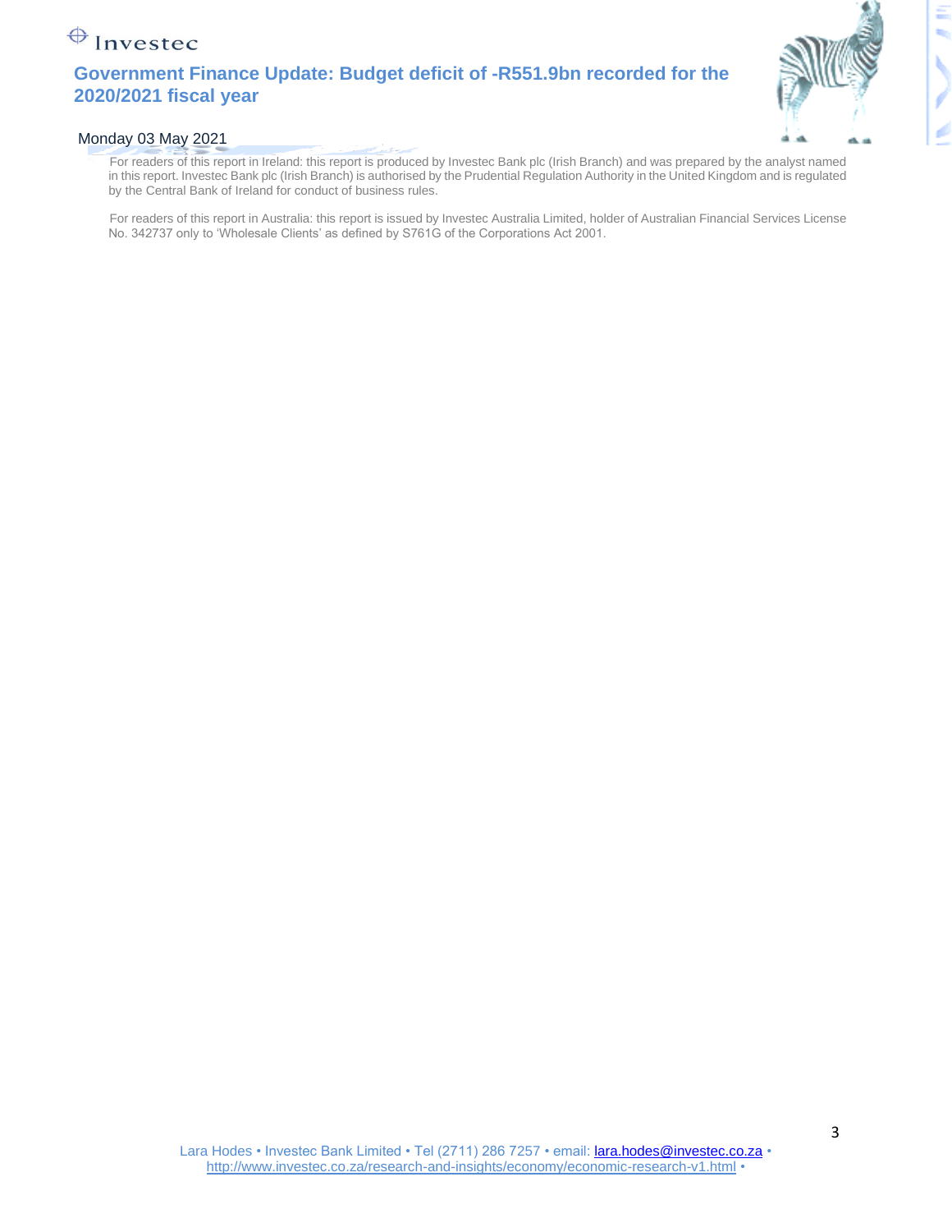For readers of this report in Ireland: this report is produced by Investec Bank plc (Irish Branch) and was prepared by the analyst named in this report. Investec Bank plc (Irish Branch) is authorised by the Prudential Regulation Authority in the United Kingdom and is regulated by the Central Bank of Ireland for conduct of business rules.

For readers of this report in Australia: this report is issued by Investec Australia Limited, holder of Australian Financial Services License No. 342737 only to 'Wholesale Clients' as defined by S761G of the Corporations Act 2001.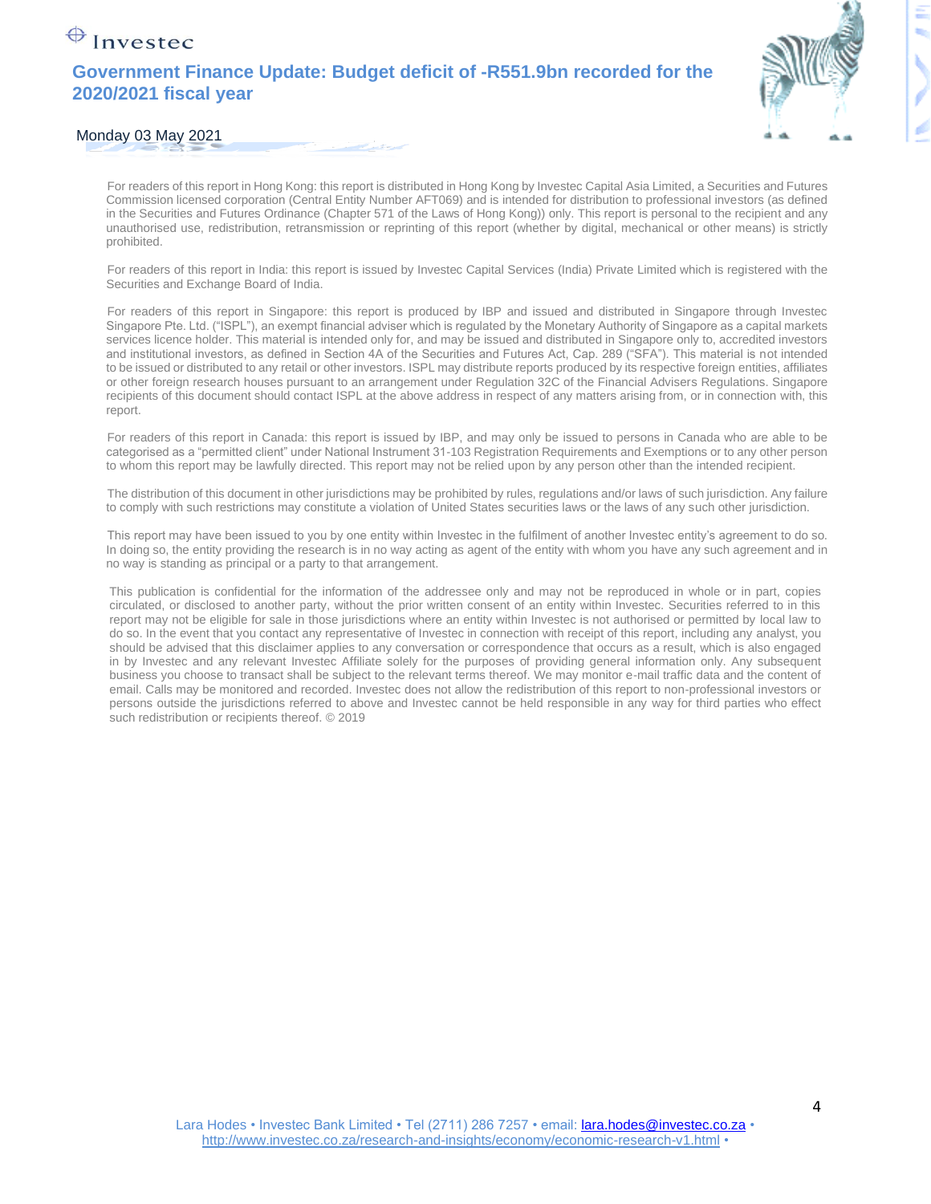For readers of this report in Hong Kong: this report is distributed in Hong Kong by Investec Capital Asia Limited, a Securities and Futures Commission licensed corporation (Central Entity Number AFT069) and is intended for distribution to professional investors (as defined in the Securities and Futures Ordinance (Chapter 571 of the Laws of Hong Kong)) only. This report is personal to the recipient and any unauthorised use, redistribution, retransmission or reprinting of this report (whether by digital, mechanical or other means) is strictly prohibited.

For readers of this report in India: this report is issued by Investec Capital Services (India) Private Limited which is registered with the Securities and Exchange Board of India.

For readers of this report in Singapore: this report is produced by IBP and issued and distributed in Singapore through Investec Singapore Pte. Ltd. ("ISPL"), an exempt financial adviser which is regulated by the Monetary Authority of Singapore as a capital markets services licence holder. This material is intended only for, and may be issued and distributed in Singapore only to, accredited investors and institutional investors, as defined in Section 4A of the Securities and Futures Act, Cap. 289 ("SFA"). This material is not intended to be issued or distributed to any retail or other investors. ISPL may distribute reports produced by its respective foreign entities, affiliates or other foreign research houses pursuant to an arrangement under Regulation 32C of the Financial Advisers Regulations. Singapore recipients of this document should contact ISPL at the above address in respect of any matters arising from, or in connection with, this report.

For readers of this report in Canada: this report is issued by IBP, and may only be issued to persons in Canada who are able to be categorised as a "permitted client" under National Instrument 31-103 Registration Requirements and Exemptions or to any other person to whom this report may be lawfully directed. This report may not be relied upon by any person other than the intended recipient.

The distribution of this document in other jurisdictions may be prohibited by rules, regulations and/or laws of such jurisdiction. Any failure to comply with such restrictions may constitute a violation of United States securities laws or the laws of any such other jurisdiction.

This report may have been issued to you by one entity within Investec in the fulfilment of another Investec entity's agreement to do so. In doing so, the entity providing the research is in no way acting as agent of the entity with whom you have any such agreement and in no way is standing as principal or a party to that arrangement.

This publication is confidential for the information of the addressee only and may not be reproduced in whole or in part, copies circulated, or disclosed to another party, without the prior written consent of an entity within Investec. Securities referred to in this report may not be eligible for sale in those jurisdictions where an entity within Investec is not authorised or permitted by local law to do so. In the event that you contact any representative of Investec in connection with receipt of this report, including any analyst, you should be advised that this disclaimer applies to any conversation or correspondence that occurs as a result, which is also engaged in by Investec and any relevant Investec Affiliate solely for the purposes of providing general information only. Any subsequent business you choose to transact shall be subject to the relevant terms thereof. We may monitor e-mail traffic data and the content of email. Calls may be monitored and recorded. Investec does not allow the redistribution of this report to non-professional investors or persons outside the jurisdictions referred to above and Investec cannot be held responsible in any way for third parties who effect such redistribution or recipients thereof. © 2019